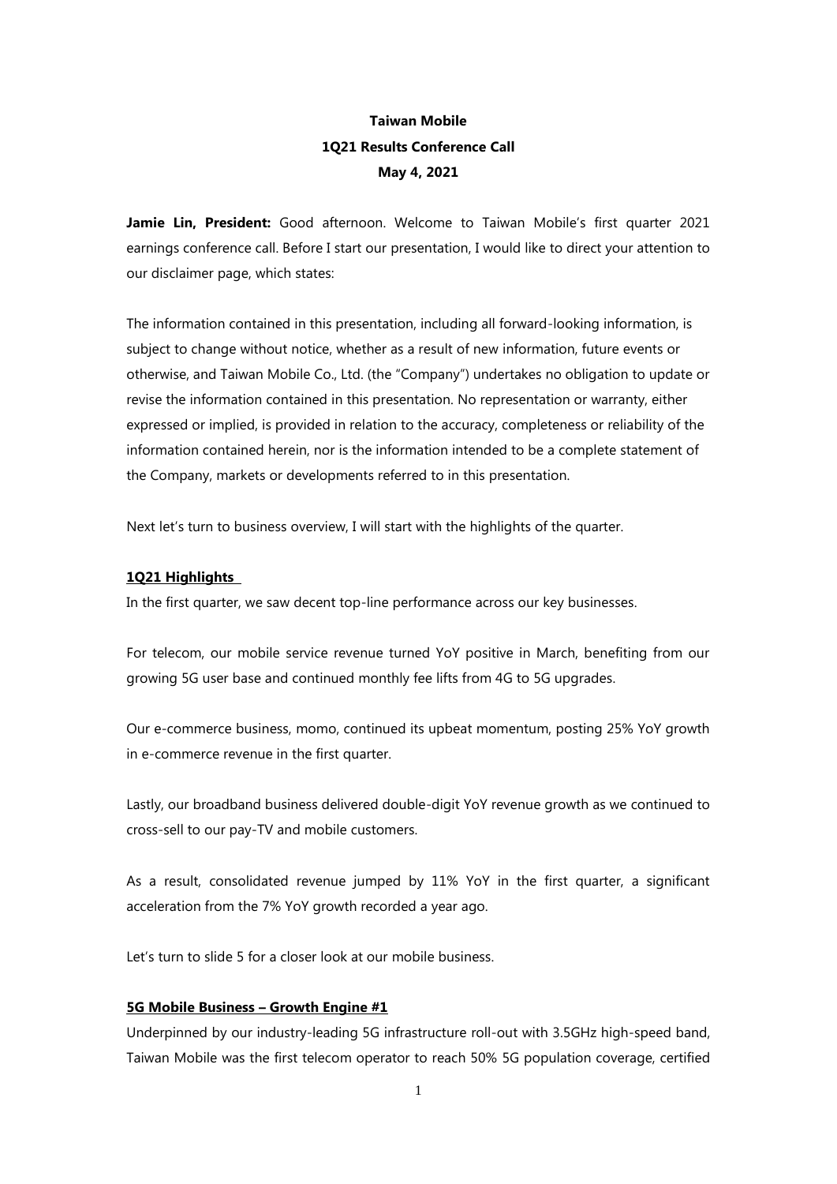# Taiwan Mobile
## 1Q21 Results Conference Call
### May 4, 2021

**Jamie Lin, President:** Good afternoon. Welcome to Taiwan Mobile's first quarter 2021 earnings conference call. Before I start our presentation, I would like to direct your attention to our disclaimer page, which states:

The information contained in this presentation, including all forward-looking information, is subject to change without notice, whether as a result of new information, future events or otherwise, and Taiwan Mobile Co., Ltd. (the "Company") undertakes no obligation to update or revise the information contained in this presentation. No representation or warranty, either expressed or implied, is provided in relation to the accuracy, completeness or reliability of the information contained herein, nor is the information intended to be a complete statement of the Company, markets or developments referred to in this presentation.

Next let's turn to business overview, I will start with the highlights of the quarter.

**1Q21 Highlights**

In the first quarter, we saw decent top-line performance across our key businesses.

For telecom, our mobile service revenue turned YoY positive in March, benefiting from our growing 5G user base and continued monthly fee lifts from 4G to 5G upgrades.

Our e-commerce business, momo, continued its upbeat momentum, posting 25% YoY growth in e-commerce revenue in the first quarter.

Lastly, our broadband business delivered double-digit YoY revenue growth as we continued to cross-sell to our pay-TV and mobile customers.

As a result, consolidated revenue jumped by 11% YoY in the first quarter, a significant acceleration from the 7% YoY growth recorded a year ago.

Let's turn to slide 5 for a closer look at our mobile business.

**5G Mobile Business – Growth Engine #1**

Underpinned by our industry-leading 5G infrastructure roll-out with 3.5GHz high-speed band, Taiwan Mobile was the first telecom operator to reach 50% 5G population coverage, certified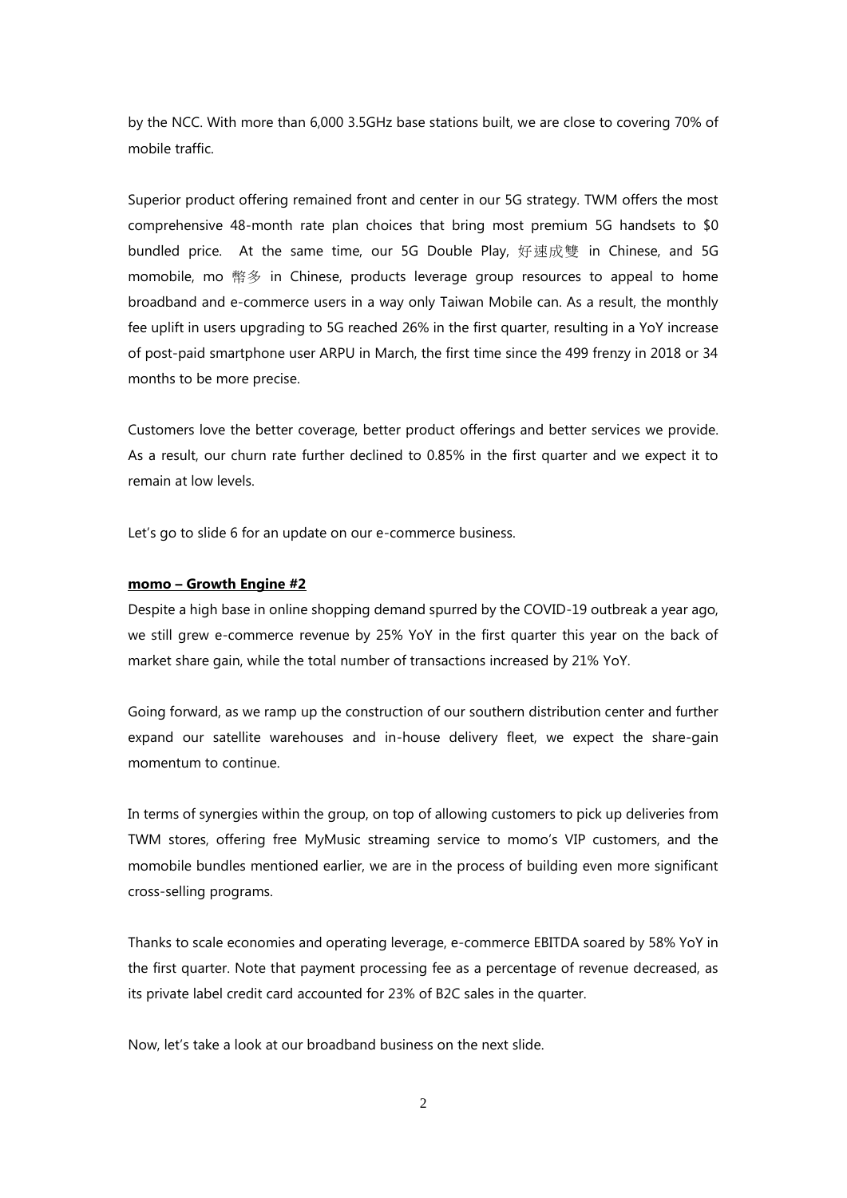by the NCC. With more than 6,000 3.5GHz base stations built, we are close to covering 70% of mobile traffic.

Superior product offering remained front and center in our 5G strategy. TWM offers the most comprehensive 48-month rate plan choices that bring most premium 5G handsets to $0 bundled price. At the same time, our 5G Double Play, 好速成雙 in Chinese, and 5G momobile, mo 幣多 in Chinese, products leverage group resources to appeal to home broadband and e-commerce users in a way only Taiwan Mobile can. As a result, the monthly fee uplift in users upgrading to 5G reached 26% in the first quarter, resulting in a YoY increase of post-paid smartphone user ARPU in March, the first time since the 499 frenzy in 2018 or 34 months to be more precise.

Customers love the better coverage, better product offerings and better services we provide. As a result, our churn rate further declined to 0.85% in the first quarter and we expect it to remain at low levels.

Let's go to slide 6 for an update on our e-commerce business.

**momo – Growth Engine #2**

Despite a high base in online shopping demand spurred by the COVID-19 outbreak a year ago, we still grew e-commerce revenue by 25% YoY in the first quarter this year on the back of market share gain, while the total number of transactions increased by 21% YoY.

Going forward, as we ramp up the construction of our southern distribution center and further expand our satellite warehouses and in-house delivery fleet, we expect the share-gain momentum to continue.

In terms of synergies within the group, on top of allowing customers to pick up deliveries from TWM stores, offering free MyMusic streaming service to momo's VIP customers, and the momobile bundles mentioned earlier, we are in the process of building even more significant cross-selling programs.

Thanks to scale economies and operating leverage, e-commerce EBITDA soared by 58% YoY in the first quarter. Note that payment processing fee as a percentage of revenue decreased, as its private label credit card accounted for 23% of B2C sales in the quarter.

Now, let's take a look at our broadband business on the next slide.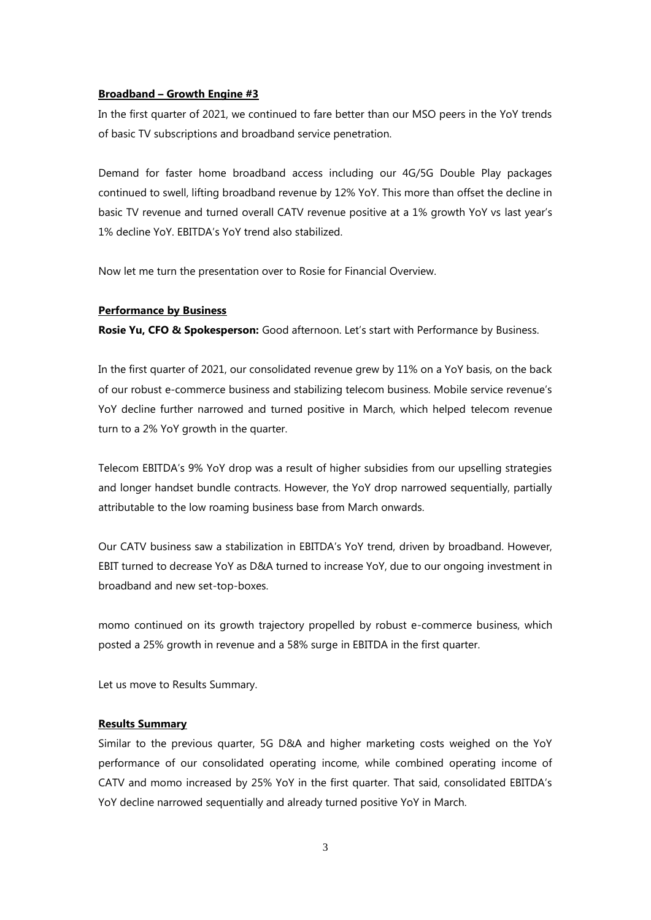**Broadband – Growth Engine #3**

In the first quarter of 2021, we continued to fare better than our MSO peers in the YoY trends of basic TV subscriptions and broadband service penetration.

Demand for faster home broadband access including our 4G/5G Double Play packages continued to swell, lifting broadband revenue by 12% YoY. This more than offset the decline in basic TV revenue and turned overall CATV revenue positive at a 1% growth YoY vs last year's 1% decline YoY. EBITDA's YoY trend also stabilized.

Now let me turn the presentation over to Rosie for Financial Overview.

**Performance by Business**

**Rosie Yu, CFO & Spokesperson:** Good afternoon. Let's start with Performance by Business.

In the first quarter of 2021, our consolidated revenue grew by 11% on a YoY basis, on the back of our robust e-commerce business and stabilizing telecom business. Mobile service revenue's YoY decline further narrowed and turned positive in March, which helped telecom revenue turn to a 2% YoY growth in the quarter.

Telecom EBITDA's 9% YoY drop was a result of higher subsidies from our upselling strategies and longer handset bundle contracts. However, the YoY drop narrowed sequentially, partially attributable to the low roaming business base from March onwards.

Our CATV business saw a stabilization in EBITDA's YoY trend, driven by broadband. However, EBIT turned to decrease YoY as D&A turned to increase YoY, due to our ongoing investment in broadband and new set-top-boxes.

momo continued on its growth trajectory propelled by robust e-commerce business, which posted a 25% growth in revenue and a 58% surge in EBITDA in the first quarter.

Let us move to Results Summary.

**Results Summary**

Similar to the previous quarter, 5G D&A and higher marketing costs weighed on the YoY performance of our consolidated operating income, while combined operating income of CATV and momo increased by 25% YoY in the first quarter. That said, consolidated EBITDA's YoY decline narrowed sequentially and already turned positive YoY in March.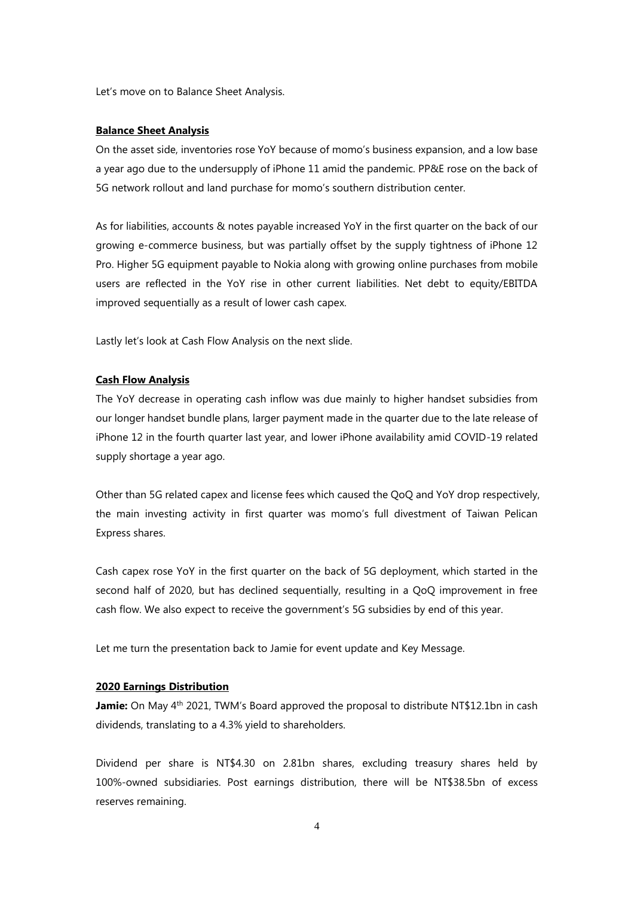Let's move on to Balance Sheet Analysis.

## Balance Sheet Analysis

On the asset side, inventories rose YoY because of momo's business expansion, and a low base a year ago due to the undersupply of iPhone 11 amid the pandemic. PP&E rose on the back of 5G network rollout and land purchase for momo's southern distribution center.

As for liabilities, accounts & notes payable increased YoY in the first quarter on the back of our growing e-commerce business, but was partially offset by the supply tightness of iPhone 12 Pro. Higher 5G equipment payable to Nokia along with growing online purchases from mobile users are reflected in the YoY rise in other current liabilities. Net debt to equity/EBITDA improved sequentially as a result of lower cash capex.

Lastly let's look at Cash Flow Analysis on the next slide.

## Cash Flow Analysis

The YoY decrease in operating cash inflow was due mainly to higher handset subsidies from our longer handset bundle plans, larger payment made in the quarter due to the late release of iPhone 12 in the fourth quarter last year, and lower iPhone availability amid COVID-19 related supply shortage a year ago.

Other than 5G related capex and license fees which caused the QoQ and YoY drop respectively, the main investing activity in first quarter was momo's full divestment of Taiwan Pelican Express shares.

Cash capex rose YoY in the first quarter on the back of 5G deployment, which started in the second half of 2020, but has declined sequentially, resulting in a QoQ improvement in free cash flow. We also expect to receive the government's 5G subsidies by end of this year.

Let me turn the presentation back to Jamie for event update and Key Message.

## 2020 Earnings Distribution

**Jamie:** On May 4th 2021, TWM's Board approved the proposal to distribute NT$12.1bn in cash dividends, translating to a 4.3% yield to shareholders.

Dividend per share is NT$4.30 on 2.81bn shares, excluding treasury shares held by 100%-owned subsidiaries. Post earnings distribution, there will be NT$38.5bn of excess reserves remaining.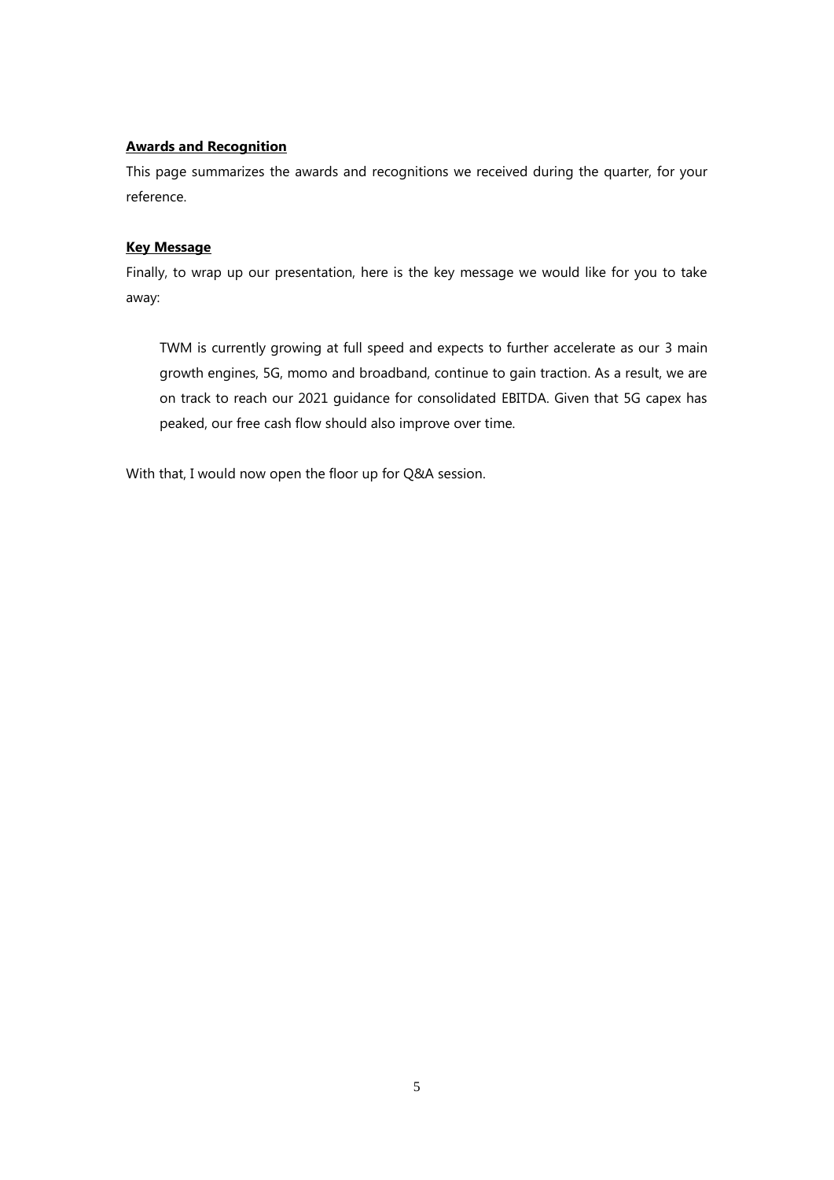**Awards and Recognition**

This page summarizes the awards and recognitions we received during the quarter, for your reference.

**Key Message**

Finally, to wrap up our presentation, here is the key message we would like for you to take away:

> TWM is currently growing at full speed and expects to further accelerate as our 3 main growth engines, 5G, momo and broadband, continue to gain traction. As a result, we are on track to reach our 2021 guidance for consolidated EBITDA. Given that 5G capex has peaked, our free cash flow should also improve over time.

With that, I would now open the floor up for Q&A session.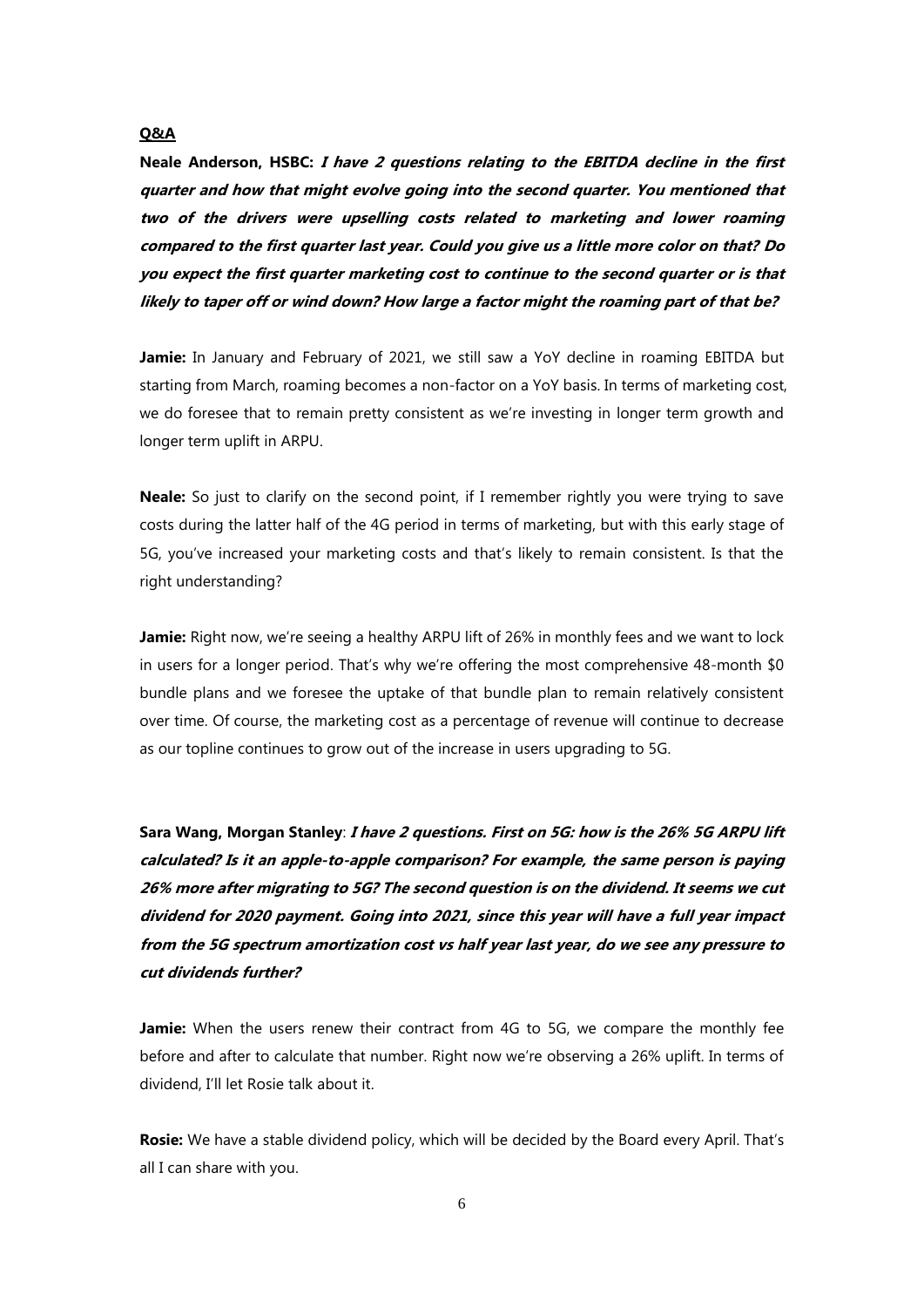**Q&A**

**Neale Anderson, HSBC:** ***I have 2 questions relating to the EBITDA decline in the first quarter and how that might evolve going into the second quarter. You mentioned that two of the drivers were upselling costs related to marketing and lower roaming compared to the first quarter last year. Could you give us a little more color on that? Do you expect the first quarter marketing cost to continue to the second quarter or is that likely to taper off or wind down? How large a factor might the roaming part of that be?***

**Jamie:** In January and February of 2021, we still saw a YoY decline in roaming EBITDA but starting from March, roaming becomes a non-factor on a YoY basis. In terms of marketing cost, we do foresee that to remain pretty consistent as we're investing in longer term growth and longer term uplift in ARPU.

**Neale:** So just to clarify on the second point, if I remember rightly you were trying to save costs during the latter half of the 4G period in terms of marketing, but with this early stage of 5G, you've increased your marketing costs and that's likely to remain consistent. Is that the right understanding?

**Jamie:** Right now, we're seeing a healthy ARPU lift of 26% in monthly fees and we want to lock in users for a longer period. That's why we're offering the most comprehensive 48-month $0 bundle plans and we foresee the uptake of that bundle plan to remain relatively consistent over time. Of course, the marketing cost as a percentage of revenue will continue to decrease as our topline continues to grow out of the increase in users upgrading to 5G.

**Sara Wang, Morgan Stanley**: ***I have 2 questions. First on 5G: how is the 26% 5G ARPU lift calculated? Is it an apple-to-apple comparison? For example, the same person is paying 26% more after migrating to 5G? The second question is on the dividend. It seems we cut dividend for 2020 payment. Going into 2021, since this year will have a full year impact from the 5G spectrum amortization cost vs half year last year, do we see any pressure to cut dividends further?***

**Jamie:** When the users renew their contract from 4G to 5G, we compare the monthly fee before and after to calculate that number. Right now we're observing a 26% uplift. In terms of dividend, I'll let Rosie talk about it.

**Rosie:** We have a stable dividend policy, which will be decided by the Board every April. That's all I can share with you.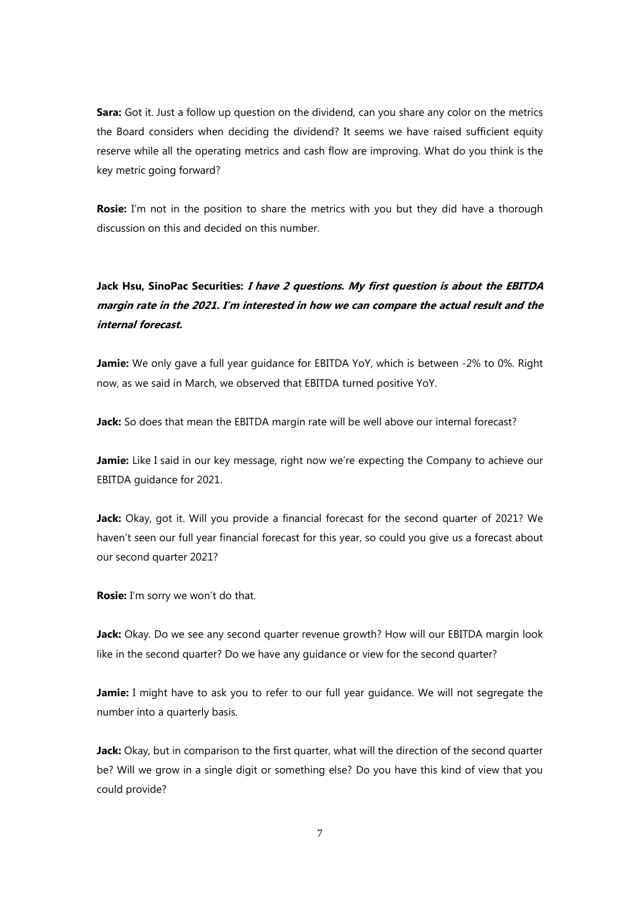**Sara:** Got it. Just a follow up question on the dividend, can you share any color on the metrics the Board considers when deciding the dividend? It seems we have raised sufficient equity reserve while all the operating metrics and cash flow are improving. What do you think is the key metric going forward?

**Rosie:** I'm not in the position to share the metrics with you but they did have a thorough discussion on this and decided on this number.

**Jack Hsu, SinoPac Securities:** ***I have 2 questions. My first question is about the EBITDA margin rate in the 2021. I'm interested in how we can compare the actual result and the internal forecast.***

**Jamie:** We only gave a full year guidance for EBITDA YoY, which is between -2% to 0%. Right now, as we said in March, we observed that EBITDA turned positive YoY.

**Jack:** So does that mean the EBITDA margin rate will be well above our internal forecast?

**Jamie:** Like I said in our key message, right now we're expecting the Company to achieve our EBITDA guidance for 2021.

**Jack:** Okay, got it. Will you provide a financial forecast for the second quarter of 2021? We haven't seen our full year financial forecast for this year, so could you give us a forecast about our second quarter 2021?

**Rosie:** I'm sorry we won't do that.

**Jack:** Okay. Do we see any second quarter revenue growth? How will our EBITDA margin look like in the second quarter? Do we have any guidance or view for the second quarter?

**Jamie:** I might have to ask you to refer to our full year guidance. We will not segregate the number into a quarterly basis.

**Jack:** Okay, but in comparison to the first quarter, what will the direction of the second quarter be? Will we grow in a single digit or something else? Do you have this kind of view that you could provide?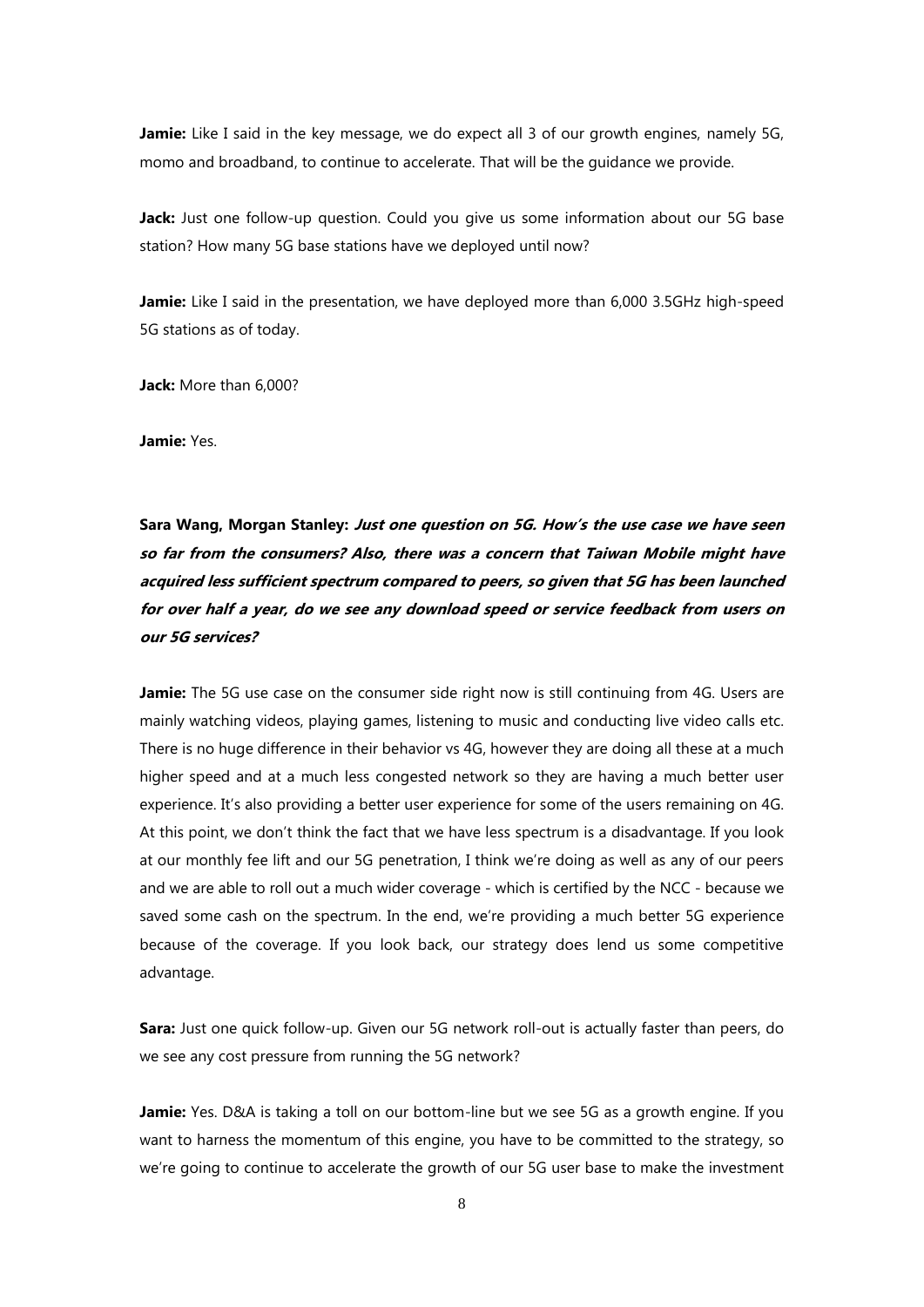**Jamie:** Like I said in the key message, we do expect all 3 of our growth engines, namely 5G, momo and broadband, to continue to accelerate. That will be the guidance we provide.

**Jack:** Just one follow-up question. Could you give us some information about our 5G base station? How many 5G base stations have we deployed until now?

**Jamie:** Like I said in the presentation, we have deployed more than 6,000 3.5GHz high-speed 5G stations as of today.

**Jack:** More than 6,000?

**Jamie:** Yes.

**Sara Wang, Morgan Stanley:** ***Just one question on 5G. How's the use case we have seen so far from the consumers? Also, there was a concern that Taiwan Mobile might have acquired less sufficient spectrum compared to peers, so given that 5G has been launched for over half a year, do we see any download speed or service feedback from users on our 5G services?***

**Jamie:** The 5G use case on the consumer side right now is still continuing from 4G. Users are mainly watching videos, playing games, listening to music and conducting live video calls etc. There is no huge difference in their behavior vs 4G, however they are doing all these at a much higher speed and at a much less congested network so they are having a much better user experience. It's also providing a better user experience for some of the users remaining on 4G. At this point, we don't think the fact that we have less spectrum is a disadvantage. If you look at our monthly fee lift and our 5G penetration, I think we're doing as well as any of our peers and we are able to roll out a much wider coverage - which is certified by the NCC - because we saved some cash on the spectrum. In the end, we're providing a much better 5G experience because of the coverage. If you look back, our strategy does lend us some competitive advantage.

**Sara:** Just one quick follow-up. Given our 5G network roll-out is actually faster than peers, do we see any cost pressure from running the 5G network?

**Jamie:** Yes. D&A is taking a toll on our bottom-line but we see 5G as a growth engine. If you want to harness the momentum of this engine, you have to be committed to the strategy, so we're going to continue to accelerate the growth of our 5G user base to make the investment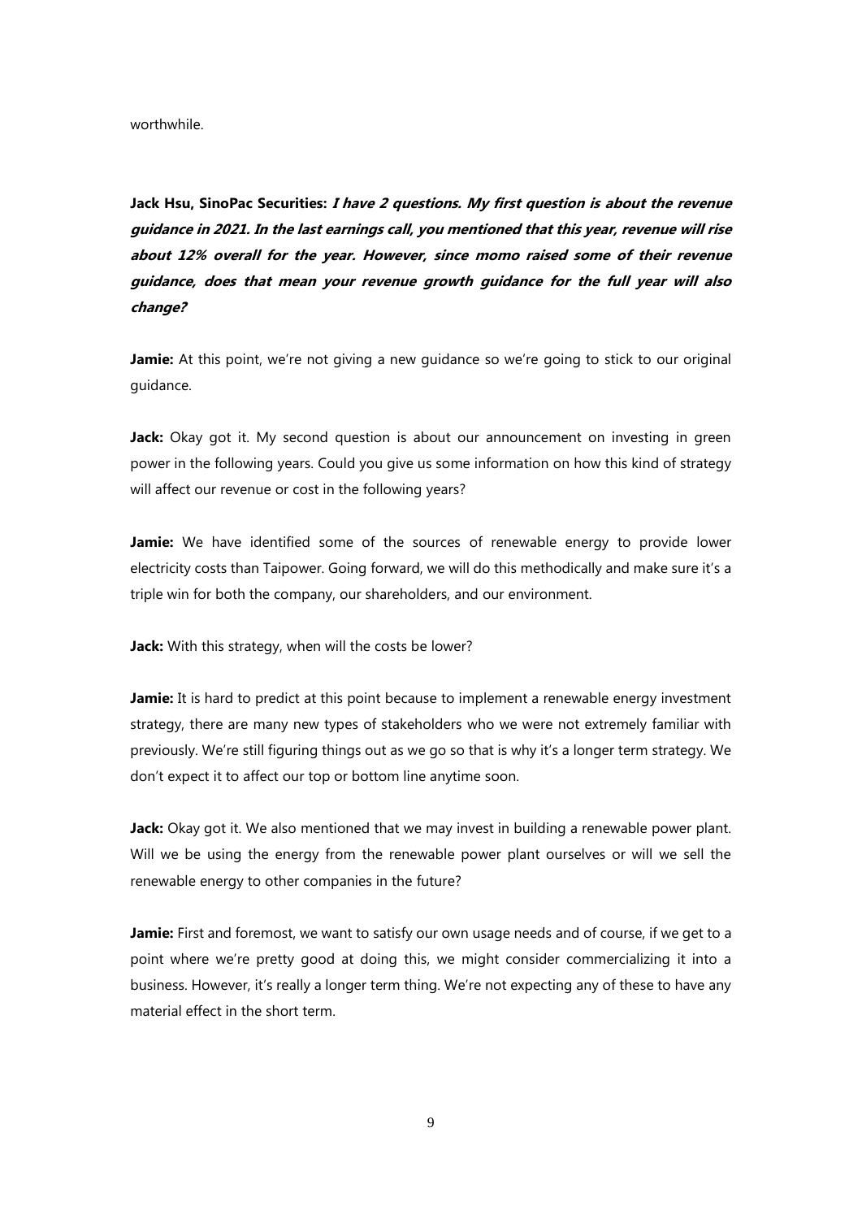worthwhile.

**Jack Hsu, SinoPac Securities:** ***I have 2 questions. My first question is about the revenue guidance in 2021. In the last earnings call, you mentioned that this year, revenue will rise about 12% overall for the year. However, since momo raised some of their revenue guidance, does that mean your revenue growth guidance for the full year will also change?***

**Jamie:** At this point, we're not giving a new guidance so we're going to stick to our original guidance.

**Jack:** Okay got it. My second question is about our announcement on investing in green power in the following years. Could you give us some information on how this kind of strategy will affect our revenue or cost in the following years?

**Jamie:** We have identified some of the sources of renewable energy to provide lower electricity costs than Taipower. Going forward, we will do this methodically and make sure it's a triple win for both the company, our shareholders, and our environment.

**Jack:** With this strategy, when will the costs be lower?

**Jamie:** It is hard to predict at this point because to implement a renewable energy investment strategy, there are many new types of stakeholders who we were not extremely familiar with previously. We're still figuring things out as we go so that is why it's a longer term strategy. We don't expect it to affect our top or bottom line anytime soon.

**Jack:** Okay got it. We also mentioned that we may invest in building a renewable power plant. Will we be using the energy from the renewable power plant ourselves or will we sell the renewable energy to other companies in the future?

**Jamie:** First and foremost, we want to satisfy our own usage needs and of course, if we get to a point where we're pretty good at doing this, we might consider commercializing it into a business. However, it's really a longer term thing. We're not expecting any of these to have any material effect in the short term.